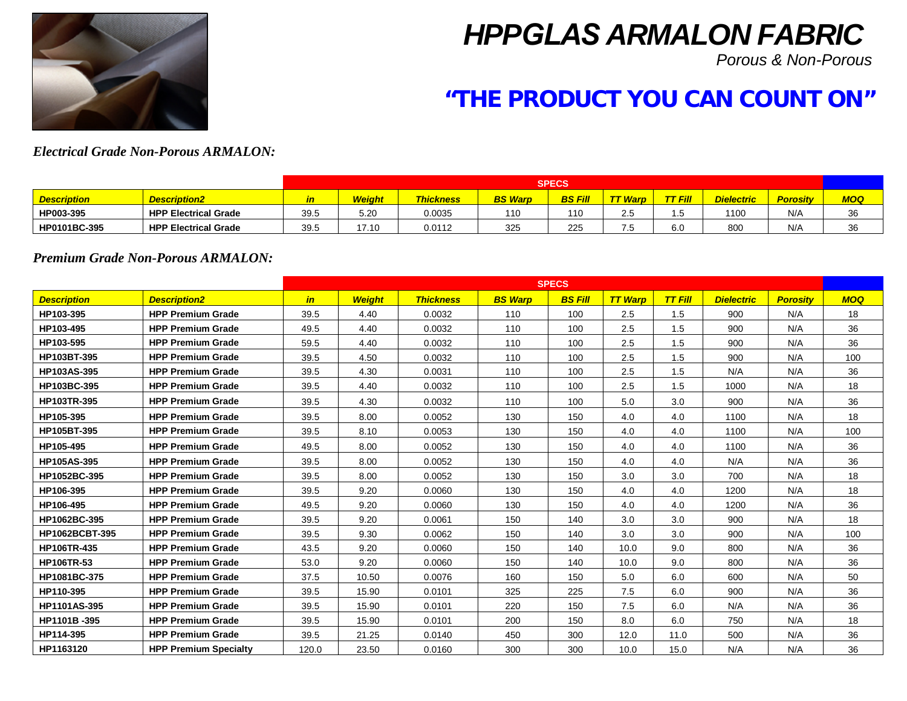# HPPGLAS ARMALON FABRIC

*Porous & Non-Porous*

## "THE PRODUCT YOU CAN COUNT ON"

***Electrical Grade Non-Porous ARMALON:***

| | | SPECS | | | | | | | | | |
|---|---|---|---|---|---|---|---|---|---|---|---|
| ***Description*** | ***Description2*** | ***in*** | ***Weight*** | ***Thickness*** | ***BS Warp*** | ***BS Fill*** | ***TT Warp*** | ***TT Fill*** | ***Dielectric*** | ***Porosity*** | ***MOQ*** |
| **HP003-395** | **HPP Electrical Grade** | 39.5 | 5.20 | 0.0035 | 110 | 110 | 2.5 | 1.5 | 1100 | N/A | 36 |
| **HP0101BC-395** | **HPP Electrical Grade** | 39.5 | 17.10 | 0.0112 | 325 | 225 | 7.5 | 6.0 | 800 | N/A | 36 |

***Premium Grade Non-Porous ARMALON:***

| | | SPECS | | | | | | | | | |
|---|---|---|---|---|---|---|---|---|---|---|---|
| ***Description*** | ***Description2*** | ***in*** | ***Weight*** | ***Thickness*** | ***BS Warp*** | ***BS Fill*** | ***TT Warp*** | ***TT Fill*** | ***Dielectric*** | ***Porosity*** | ***MOQ*** |
| **HP103-395** | **HPP Premium Grade** | 39.5 | 4.40 | 0.0032 | 110 | 100 | 2.5 | 1.5 | 900 | N/A | 18 |
| **HP103-495** | **HPP Premium Grade** | 49.5 | 4.40 | 0.0032 | 110 | 100 | 2.5 | 1.5 | 900 | N/A | 36 |
| **HP103-595** | **HPP Premium Grade** | 59.5 | 4.40 | 0.0032 | 110 | 100 | 2.5 | 1.5 | 900 | N/A | 36 |
| **HP103BT-395** | **HPP Premium Grade** | 39.5 | 4.50 | 0.0032 | 110 | 100 | 2.5 | 1.5 | 900 | N/A | 100 |
| **HP103AS-395** | **HPP Premium Grade** | 39.5 | 4.30 | 0.0031 | 110 | 100 | 2.5 | 1.5 | N/A | N/A | 36 |
| **HP103BC-395** | **HPP Premium Grade** | 39.5 | 4.40 | 0.0032 | 110 | 100 | 2.5 | 1.5 | 1000 | N/A | 18 |
| **HP103TR-395** | **HPP Premium Grade** | 39.5 | 4.30 | 0.0032 | 110 | 100 | 5.0 | 3.0 | 900 | N/A | 36 |
| **HP105-395** | **HPP Premium Grade** | 39.5 | 8.00 | 0.0052 | 130 | 150 | 4.0 | 4.0 | 1100 | N/A | 18 |
| **HP105BT-395** | **HPP Premium Grade** | 39.5 | 8.10 | 0.0053 | 130 | 150 | 4.0 | 4.0 | 1100 | N/A | 100 |
| **HP105-495** | **HPP Premium Grade** | 49.5 | 8.00 | 0.0052 | 130 | 150 | 4.0 | 4.0 | 1100 | N/A | 36 |
| **HP105AS-395** | **HPP Premium Grade** | 39.5 | 8.00 | 0.0052 | 130 | 150 | 4.0 | 4.0 | N/A | N/A | 36 |
| **HP1052BC-395** | **HPP Premium Grade** | 39.5 | 8.00 | 0.0052 | 130 | 150 | 3.0 | 3.0 | 700 | N/A | 18 |
| **HP106-395** | **HPP Premium Grade** | 39.5 | 9.20 | 0.0060 | 130 | 150 | 4.0 | 4.0 | 1200 | N/A | 18 |
| **HP106-495** | **HPP Premium Grade** | 49.5 | 9.20 | 0.0060 | 130 | 150 | 4.0 | 4.0 | 1200 | N/A | 36 |
| **HP1062BC-395** | **HPP Premium Grade** | 39.5 | 9.20 | 0.0061 | 150 | 140 | 3.0 | 3.0 | 900 | N/A | 18 |
| **HP1062BCBT-395** | **HPP Premium Grade** | 39.5 | 9.30 | 0.0062 | 150 | 140 | 3.0 | 3.0 | 900 | N/A | 100 |
| **HP106TR-435** | **HPP Premium Grade** | 43.5 | 9.20 | 0.0060 | 150 | 140 | 10.0 | 9.0 | 800 | N/A | 36 |
| **HP106TR-53** | **HPP Premium Grade** | 53.0 | 9.20 | 0.0060 | 150 | 140 | 10.0 | 9.0 | 800 | N/A | 36 |
| **HP1081BC-375** | **HPP Premium Grade** | 37.5 | 10.50 | 0.0076 | 160 | 150 | 5.0 | 6.0 | 600 | N/A | 50 |
| **HP110-395** | **HPP Premium Grade** | 39.5 | 15.90 | 0.0101 | 325 | 225 | 7.5 | 6.0 | 900 | N/A | 36 |
| **HP1101AS-395** | **HPP Premium Grade** | 39.5 | 15.90 | 0.0101 | 220 | 150 | 7.5 | 6.0 | N/A | N/A | 36 |
| **HP1101B -395** | **HPP Premium Grade** | 39.5 | 15.90 | 0.0101 | 200 | 150 | 8.0 | 6.0 | 750 | N/A | 18 |
| **HP114-395** | **HPP Premium Grade** | 39.5 | 21.25 | 0.0140 | 450 | 300 | 12.0 | 11.0 | 500 | N/A | 36 |
| **HP1163120** | **HPP Premium Specialty** | 120.0 | 23.50 | 0.0160 | 300 | 300 | 10.0 | 15.0 | N/A | N/A | 36 |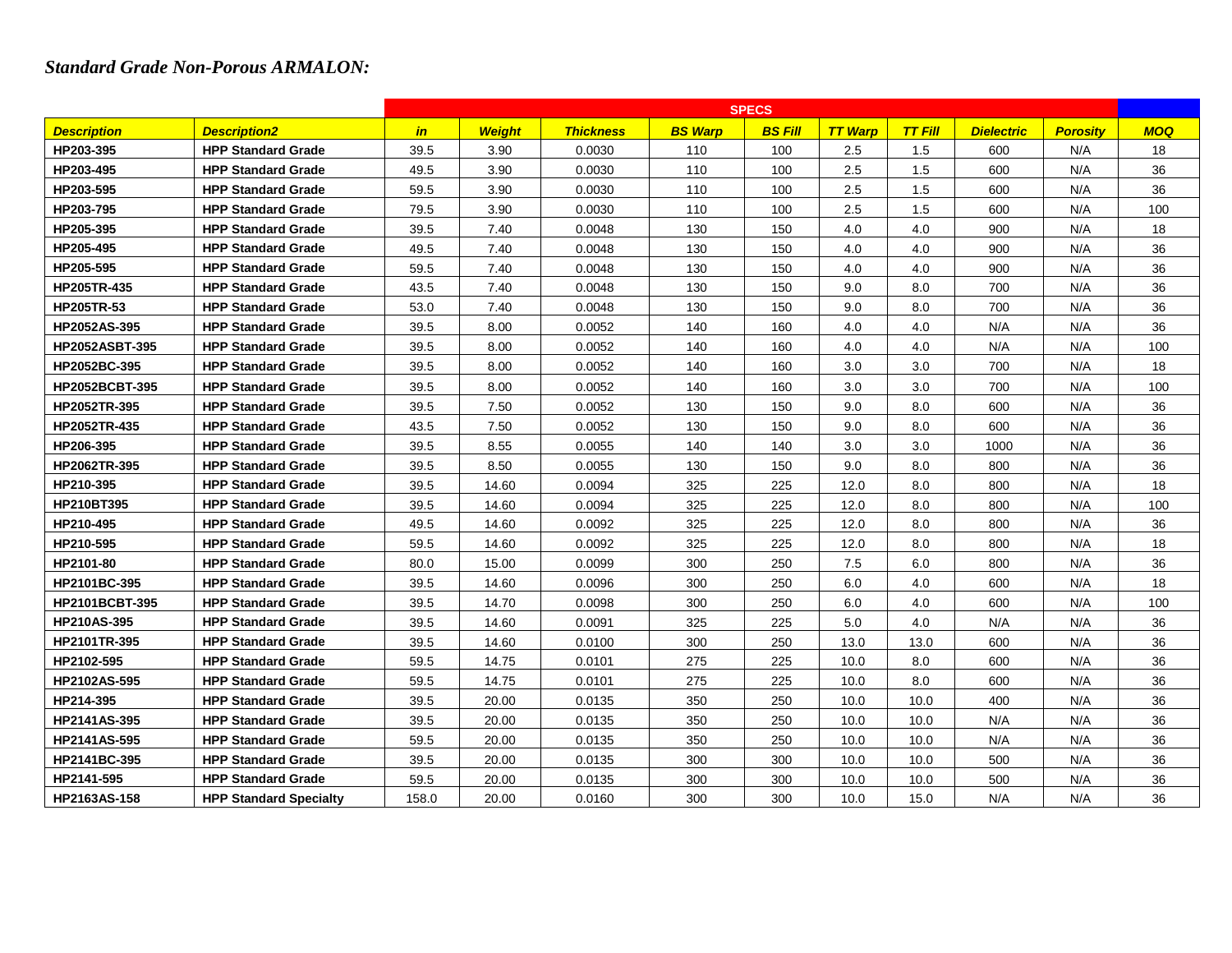*Standard Grade Non-Porous ARMALON:*

| | | SPECS | | | | | | | | | |
|---|---|---|---|---|---|---|---|---|---|---|---|
| ***Description*** | ***Description2*** | ***in*** | ***Weight*** | ***Thickness*** | ***BS Warp*** | ***BS Fill*** | ***TT Warp*** | ***TT Fill*** | ***Dielectric*** | ***Porosity*** | ***MOQ*** |
| **HP203-395** | **HPP Standard Grade** | 39.5 | 3.90 | 0.0030 | 110 | 100 | 2.5 | 1.5 | 600 | N/A | 18 |
| **HP203-495** | **HPP Standard Grade** | 49.5 | 3.90 | 0.0030 | 110 | 100 | 2.5 | 1.5 | 600 | N/A | 36 |
| **HP203-595** | **HPP Standard Grade** | 59.5 | 3.90 | 0.0030 | 110 | 100 | 2.5 | 1.5 | 600 | N/A | 36 |
| **HP203-795** | **HPP Standard Grade** | 79.5 | 3.90 | 0.0030 | 110 | 100 | 2.5 | 1.5 | 600 | N/A | 100 |
| **HP205-395** | **HPP Standard Grade** | 39.5 | 7.40 | 0.0048 | 130 | 150 | 4.0 | 4.0 | 900 | N/A | 18 |
| **HP205-495** | **HPP Standard Grade** | 49.5 | 7.40 | 0.0048 | 130 | 150 | 4.0 | 4.0 | 900 | N/A | 36 |
| **HP205-595** | **HPP Standard Grade** | 59.5 | 7.40 | 0.0048 | 130 | 150 | 4.0 | 4.0 | 900 | N/A | 36 |
| **HP205TR-435** | **HPP Standard Grade** | 43.5 | 7.40 | 0.0048 | 130 | 150 | 9.0 | 8.0 | 700 | N/A | 36 |
| **HP205TR-53** | **HPP Standard Grade** | 53.0 | 7.40 | 0.0048 | 130 | 150 | 9.0 | 8.0 | 700 | N/A | 36 |
| **HP2052AS-395** | **HPP Standard Grade** | 39.5 | 8.00 | 0.0052 | 140 | 160 | 4.0 | 4.0 | N/A | N/A | 36 |
| **HP2052ASBT-395** | **HPP Standard Grade** | 39.5 | 8.00 | 0.0052 | 140 | 160 | 4.0 | 4.0 | N/A | N/A | 100 |
| **HP2052BC-395** | **HPP Standard Grade** | 39.5 | 8.00 | 0.0052 | 140 | 160 | 3.0 | 3.0 | 700 | N/A | 18 |
| **HP2052BCBT-395** | **HPP Standard Grade** | 39.5 | 8.00 | 0.0052 | 140 | 160 | 3.0 | 3.0 | 700 | N/A | 100 |
| **HP2052TR-395** | **HPP Standard Grade** | 39.5 | 7.50 | 0.0052 | 130 | 150 | 9.0 | 8.0 | 600 | N/A | 36 |
| **HP2052TR-435** | **HPP Standard Grade** | 43.5 | 7.50 | 0.0052 | 130 | 150 | 9.0 | 8.0 | 600 | N/A | 36 |
| **HP206-395** | **HPP Standard Grade** | 39.5 | 8.55 | 0.0055 | 140 | 140 | 3.0 | 3.0 | 1000 | N/A | 36 |
| **HP2062TR-395** | **HPP Standard Grade** | 39.5 | 8.50 | 0.0055 | 130 | 150 | 9.0 | 8.0 | 800 | N/A | 36 |
| **HP210-395** | **HPP Standard Grade** | 39.5 | 14.60 | 0.0094 | 325 | 225 | 12.0 | 8.0 | 800 | N/A | 18 |
| **HP210BT395** | **HPP Standard Grade** | 39.5 | 14.60 | 0.0094 | 325 | 225 | 12.0 | 8.0 | 800 | N/A | 100 |
| **HP210-495** | **HPP Standard Grade** | 49.5 | 14.60 | 0.0092 | 325 | 225 | 12.0 | 8.0 | 800 | N/A | 36 |
| **HP210-595** | **HPP Standard Grade** | 59.5 | 14.60 | 0.0092 | 325 | 225 | 12.0 | 8.0 | 800 | N/A | 18 |
| **HP2101-80** | **HPP Standard Grade** | 80.0 | 15.00 | 0.0099 | 300 | 250 | 7.5 | 6.0 | 800 | N/A | 36 |
| **HP2101BC-395** | **HPP Standard Grade** | 39.5 | 14.60 | 0.0096 | 300 | 250 | 6.0 | 4.0 | 600 | N/A | 18 |
| **HP2101BCBT-395** | **HPP Standard Grade** | 39.5 | 14.70 | 0.0098 | 300 | 250 | 6.0 | 4.0 | 600 | N/A | 100 |
| **HP210AS-395** | **HPP Standard Grade** | 39.5 | 14.60 | 0.0091 | 325 | 225 | 5.0 | 4.0 | N/A | N/A | 36 |
| **HP2101TR-395** | **HPP Standard Grade** | 39.5 | 14.60 | 0.0100 | 300 | 250 | 13.0 | 13.0 | 600 | N/A | 36 |
| **HP2102-595** | **HPP Standard Grade** | 59.5 | 14.75 | 0.0101 | 275 | 225 | 10.0 | 8.0 | 600 | N/A | 36 |
| **HP2102AS-595** | **HPP Standard Grade** | 59.5 | 14.75 | 0.0101 | 275 | 225 | 10.0 | 8.0 | 600 | N/A | 36 |
| **HP214-395** | **HPP Standard Grade** | 39.5 | 20.00 | 0.0135 | 350 | 250 | 10.0 | 10.0 | 400 | N/A | 36 |
| **HP2141AS-395** | **HPP Standard Grade** | 39.5 | 20.00 | 0.0135 | 350 | 250 | 10.0 | 10.0 | N/A | N/A | 36 |
| **HP2141AS-595** | **HPP Standard Grade** | 59.5 | 20.00 | 0.0135 | 350 | 250 | 10.0 | 10.0 | N/A | N/A | 36 |
| **HP2141BC-395** | **HPP Standard Grade** | 39.5 | 20.00 | 0.0135 | 300 | 300 | 10.0 | 10.0 | 500 | N/A | 36 |
| **HP2141-595** | **HPP Standard Grade** | 59.5 | 20.00 | 0.0135 | 300 | 300 | 10.0 | 10.0 | 500 | N/A | 36 |
| **HP2163AS-158** | **HPP Standard Specialty** | 158.0 | 20.00 | 0.0160 | 300 | 300 | 10.0 | 15.0 | N/A | N/A | 36 |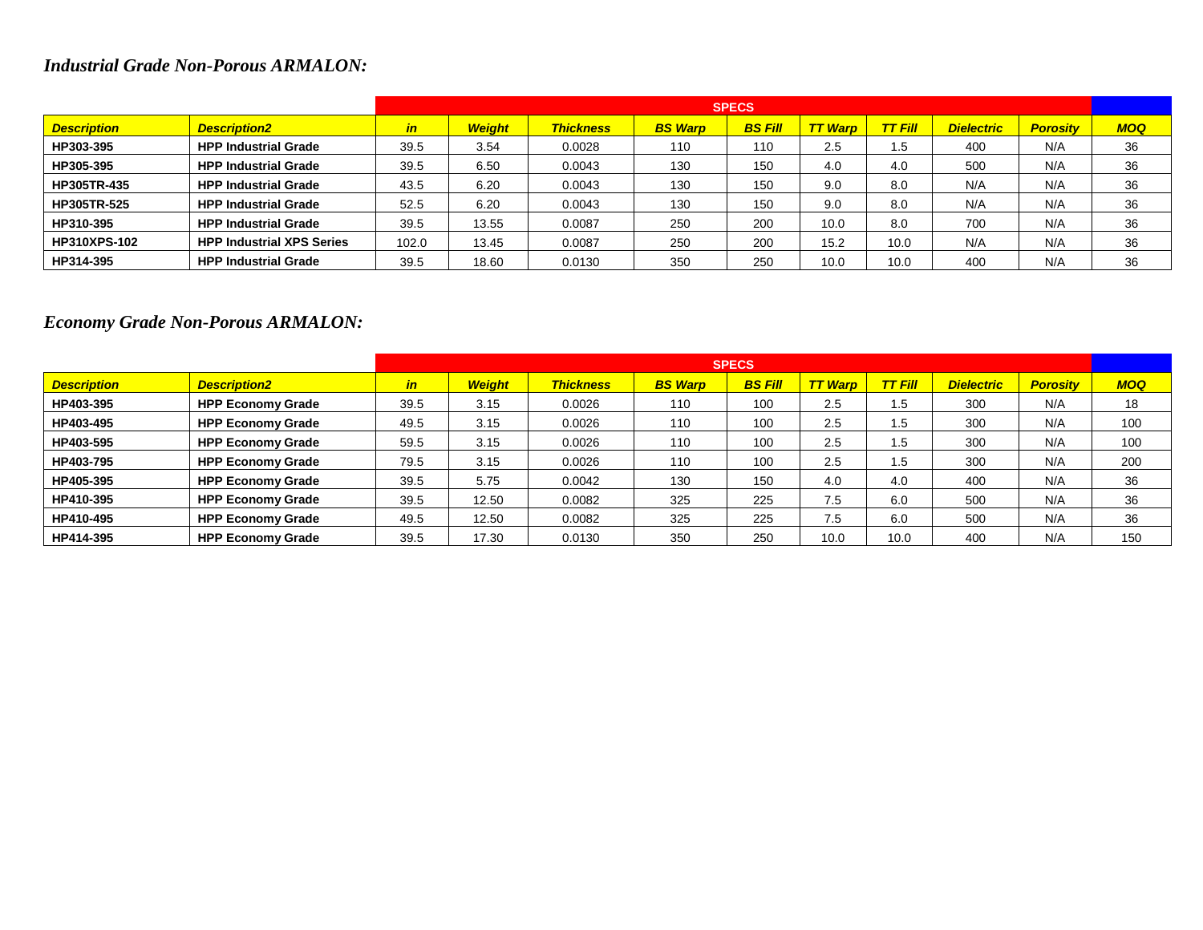*Industrial Grade Non-Porous ARMALON:*

| | | SPECS | | | | | | | | | |
|---|---|---|---|---|---|---|---|---|---|---|---|
| ***Description*** | ***Description2*** | ***in*** | ***Weight*** | ***Thickness*** | ***BS Warp*** | ***BS Fill*** | ***TT Warp*** | ***TT Fill*** | ***Dielectric*** | ***Porosity*** | ***MOQ*** |
| **HP303-395** | **HPP Industrial Grade** | 39.5 | 3.54 | 0.0028 | 110 | 110 | 2.5 | 1.5 | 400 | N/A | 36 |
| **HP305-395** | **HPP Industrial Grade** | 39.5 | 6.50 | 0.0043 | 130 | 150 | 4.0 | 4.0 | 500 | N/A | 36 |
| **HP305TR-435** | **HPP Industrial Grade** | 43.5 | 6.20 | 0.0043 | 130 | 150 | 9.0 | 8.0 | N/A | N/A | 36 |
| **HP305TR-525** | **HPP Industrial Grade** | 52.5 | 6.20 | 0.0043 | 130 | 150 | 9.0 | 8.0 | N/A | N/A | 36 |
| **HP310-395** | **HPP Industrial Grade** | 39.5 | 13.55 | 0.0087 | 250 | 200 | 10.0 | 8.0 | 700 | N/A | 36 |
| **HP310XPS-102** | **HPP Industrial XPS Series** | 102.0 | 13.45 | 0.0087 | 250 | 200 | 15.2 | 10.0 | N/A | N/A | 36 |
| **HP314-395** | **HPP Industrial Grade** | 39.5 | 18.60 | 0.0130 | 350 | 250 | 10.0 | 10.0 | 400 | N/A | 36 |

*Economy Grade Non-Porous ARMALON:*

| | | SPECS | | | | | | | | | |
|---|---|---|---|---|---|---|---|---|---|---|---|
| ***Description*** | ***Description2*** | ***in*** | ***Weight*** | ***Thickness*** | ***BS Warp*** | ***BS Fill*** | ***TT Warp*** | ***TT Fill*** | ***Dielectric*** | ***Porosity*** | ***MOQ*** |
| **HP403-395** | **HPP Economy Grade** | 39.5 | 3.15 | 0.0026 | 110 | 100 | 2.5 | 1.5 | 300 | N/A | 18 |
| **HP403-495** | **HPP Economy Grade** | 49.5 | 3.15 | 0.0026 | 110 | 100 | 2.5 | 1.5 | 300 | N/A | 100 |
| **HP403-595** | **HPP Economy Grade** | 59.5 | 3.15 | 0.0026 | 110 | 100 | 2.5 | 1.5 | 300 | N/A | 100 |
| **HP403-795** | **HPP Economy Grade** | 79.5 | 3.15 | 0.0026 | 110 | 100 | 2.5 | 1.5 | 300 | N/A | 200 |
| **HP405-395** | **HPP Economy Grade** | 39.5 | 5.75 | 0.0042 | 130 | 150 | 4.0 | 4.0 | 400 | N/A | 36 |
| **HP410-395** | **HPP Economy Grade** | 39.5 | 12.50 | 0.0082 | 325 | 225 | 7.5 | 6.0 | 500 | N/A | 36 |
| **HP410-495** | **HPP Economy Grade** | 49.5 | 12.50 | 0.0082 | 325 | 225 | 7.5 | 6.0 | 500 | N/A | 36 |
| **HP414-395** | **HPP Economy Grade** | 39.5 | 17.30 | 0.0130 | 350 | 250 | 10.0 | 10.0 | 400 | N/A | 150 |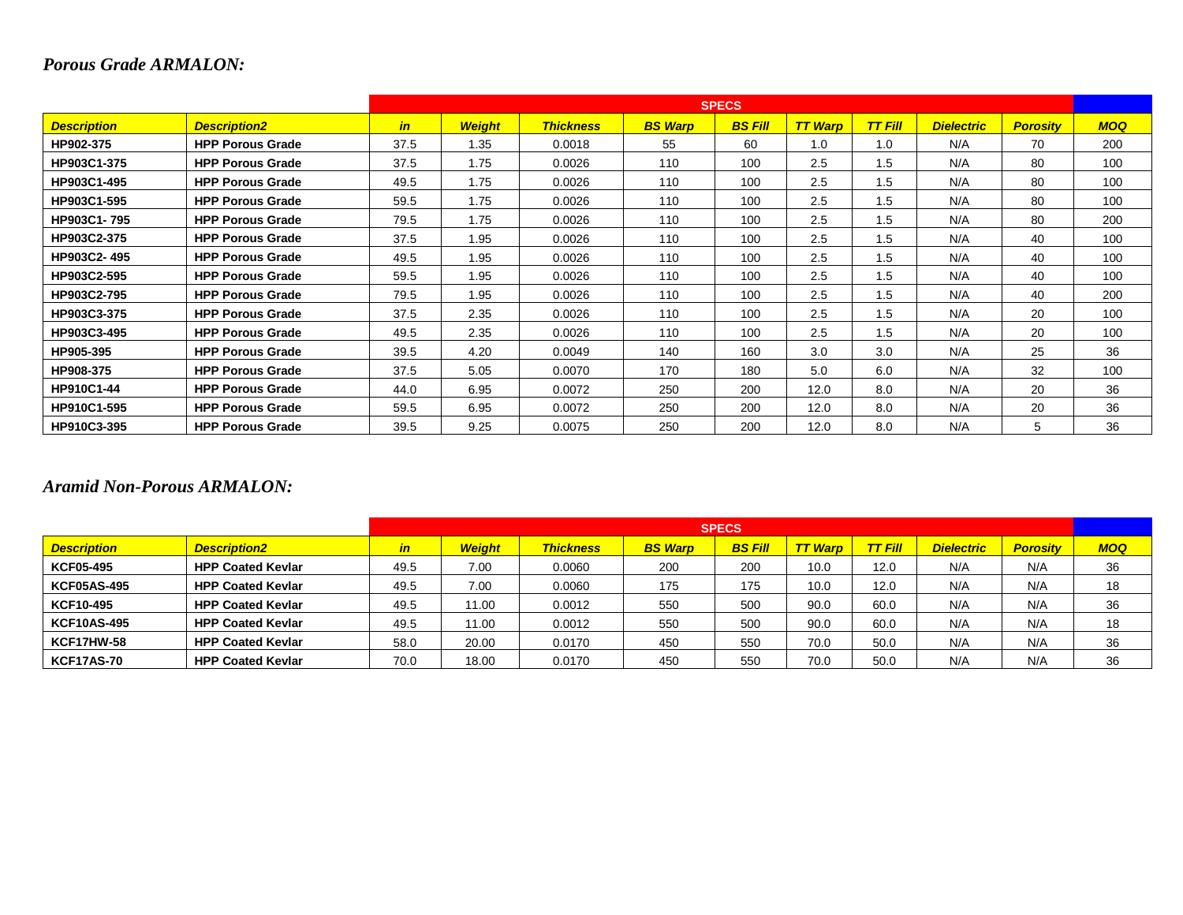*Porous Grade ARMALON:*

| | | SPECS | | | | | | | | | |
|---|---|---|---|---|---|---|---|---|---|---|---|
| ***Description*** | ***Description2*** | ***in*** | ***Weight*** | ***Thickness*** | ***BS Warp*** | ***BS Fill*** | ***TT Warp*** | ***TT Fill*** | ***Dielectric*** | ***Porosity*** | ***MOQ*** |
| **HP902-375** | **HPP Porous Grade** | 37.5 | 1.35 | 0.0018 | 55 | 60 | 1.0 | 1.0 | N/A | 70 | 200 |
| **HP903C1-375** | **HPP Porous Grade** | 37.5 | 1.75 | 0.0026 | 110 | 100 | 2.5 | 1.5 | N/A | 80 | 100 |
| **HP903C1-495** | **HPP Porous Grade** | 49.5 | 1.75 | 0.0026 | 110 | 100 | 2.5 | 1.5 | N/A | 80 | 100 |
| **HP903C1-595** | **HPP Porous Grade** | 59.5 | 1.75 | 0.0026 | 110 | 100 | 2.5 | 1.5 | N/A | 80 | 100 |
| **HP903C1- 795** | **HPP Porous Grade** | 79.5 | 1.75 | 0.0026 | 110 | 100 | 2.5 | 1.5 | N/A | 80 | 200 |
| **HP903C2-375** | **HPP Porous Grade** | 37.5 | 1.95 | 0.0026 | 110 | 100 | 2.5 | 1.5 | N/A | 40 | 100 |
| **HP903C2- 495** | **HPP Porous Grade** | 49.5 | 1.95 | 0.0026 | 110 | 100 | 2.5 | 1.5 | N/A | 40 | 100 |
| **HP903C2-595** | **HPP Porous Grade** | 59.5 | 1.95 | 0.0026 | 110 | 100 | 2.5 | 1.5 | N/A | 40 | 100 |
| **HP903C2-795** | **HPP Porous Grade** | 79.5 | 1.95 | 0.0026 | 110 | 100 | 2.5 | 1.5 | N/A | 40 | 200 |
| **HP903C3-375** | **HPP Porous Grade** | 37.5 | 2.35 | 0.0026 | 110 | 100 | 2.5 | 1.5 | N/A | 20 | 100 |
| **HP903C3-495** | **HPP Porous Grade** | 49.5 | 2.35 | 0.0026 | 110 | 100 | 2.5 | 1.5 | N/A | 20 | 100 |
| **HP905-395** | **HPP Porous Grade** | 39.5 | 4.20 | 0.0049 | 140 | 160 | 3.0 | 3.0 | N/A | 25 | 36 |
| **HP908-375** | **HPP Porous Grade** | 37.5 | 5.05 | 0.0070 | 170 | 180 | 5.0 | 6.0 | N/A | 32 | 100 |
| **HP910C1-44** | **HPP Porous Grade** | 44.0 | 6.95 | 0.0072 | 250 | 200 | 12.0 | 8.0 | N/A | 20 | 36 |
| **HP910C1-595** | **HPP Porous Grade** | 59.5 | 6.95 | 0.0072 | 250 | 200 | 12.0 | 8.0 | N/A | 20 | 36 |
| **HP910C3-395** | **HPP Porous Grade** | 39.5 | 9.25 | 0.0075 | 250 | 200 | 12.0 | 8.0 | N/A | 5 | 36 |

*Aramid Non-Porous ARMALON:*

| | | SPECS | | | | | | | | | |
|---|---|---|---|---|---|---|---|---|---|---|---|
| ***Description*** | ***Description2*** | ***in*** | ***Weight*** | ***Thickness*** | ***BS Warp*** | ***BS Fill*** | ***TT Warp*** | ***TT Fill*** | ***Dielectric*** | ***Porosity*** | ***MOQ*** |
| **KCF05-495** | **HPP Coated Kevlar** | 49.5 | 7.00 | 0.0060 | 200 | 200 | 10.0 | 12.0 | N/A | N/A | 36 |
| **KCF05AS-495** | **HPP Coated Kevlar** | 49.5 | 7.00 | 0.0060 | 175 | 175 | 10.0 | 12.0 | N/A | N/A | 18 |
| **KCF10-495** | **HPP Coated Kevlar** | 49.5 | 11.00 | 0.0012 | 550 | 500 | 90.0 | 60.0 | N/A | N/A | 36 |
| **KCF10AS-495** | **HPP Coated Kevlar** | 49.5 | 11.00 | 0.0012 | 550 | 500 | 90.0 | 60.0 | N/A | N/A | 18 |
| **KCF17HW-58** | **HPP Coated Kevlar** | 58.0 | 20.00 | 0.0170 | 450 | 550 | 70.0 | 50.0 | N/A | N/A | 36 |
| **KCF17AS-70** | **HPP Coated Kevlar** | 70.0 | 18.00 | 0.0170 | 450 | 550 | 70.0 | 50.0 | N/A | N/A | 36 |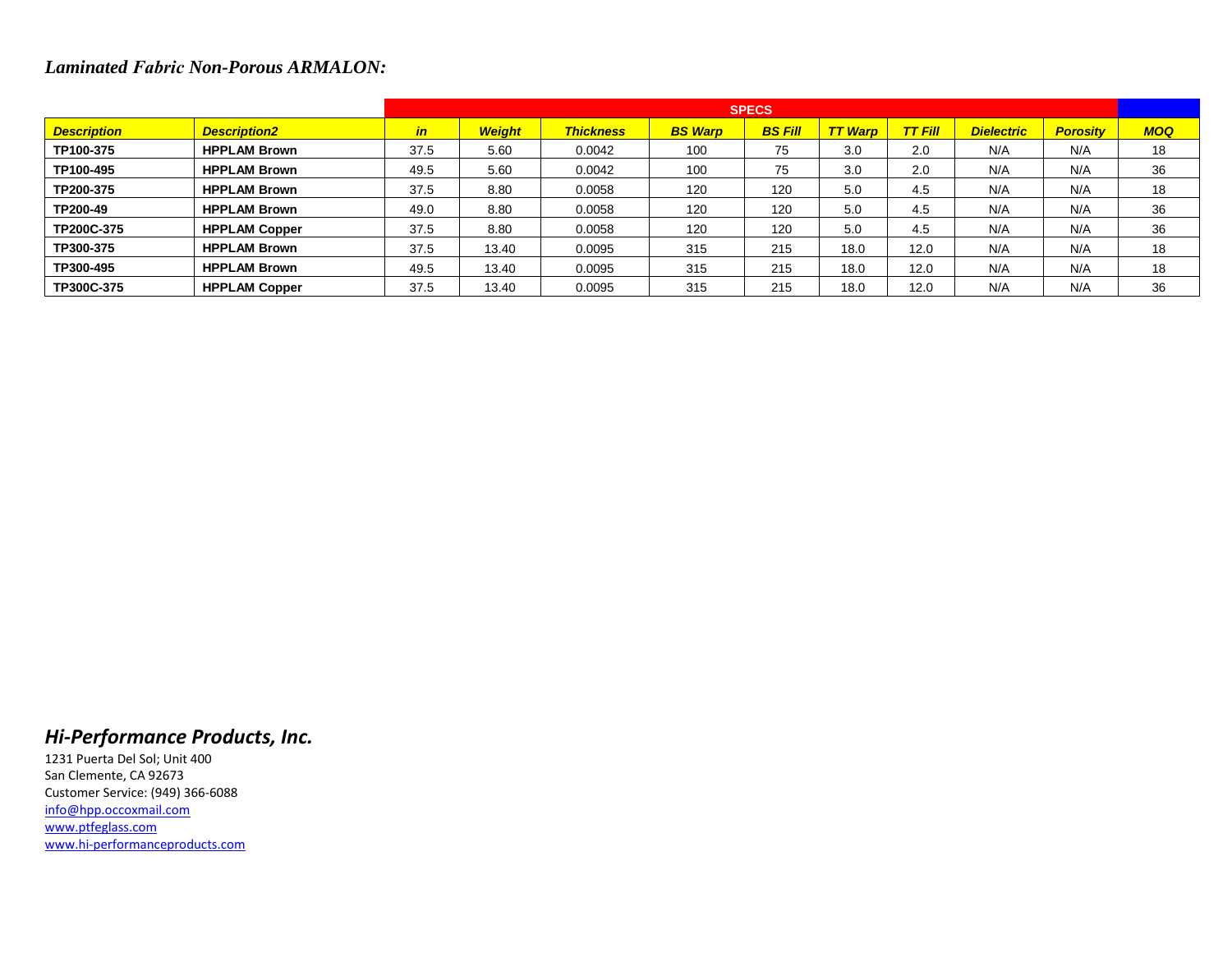*Laminated Fabric Non-Porous ARMALON:*

| | | SPECS | | | | | | | | | |
|---|---|---|---|---|---|---|---|---|---|---|---|
| ***Description*** | ***Description2*** | ***in*** | ***Weight*** | ***Thickness*** | ***BS Warp*** | ***BS Fill*** | ***TT Warp*** | ***TT Fill*** | ***Dielectric*** | ***Porosity*** | ***MOQ*** |
| **TP100-375** | **HPPLAM Brown** | 37.5 | 5.60 | 0.0042 | 100 | 75 | 3.0 | 2.0 | N/A | N/A | 18 |
| **TP100-495** | **HPPLAM Brown** | 49.5 | 5.60 | 0.0042 | 100 | 75 | 3.0 | 2.0 | N/A | N/A | 36 |
| **TP200-375** | **HPPLAM Brown** | 37.5 | 8.80 | 0.0058 | 120 | 120 | 5.0 | 4.5 | N/A | N/A | 18 |
| **TP200-49** | **HPPLAM Brown** | 49.0 | 8.80 | 0.0058 | 120 | 120 | 5.0 | 4.5 | N/A | N/A | 36 |
| **TP200C-375** | **HPPLAM Copper** | 37.5 | 8.80 | 0.0058 | 120 | 120 | 5.0 | 4.5 | N/A | N/A | 36 |
| **TP300-375** | **HPPLAM Brown** | 37.5 | 13.40 | 0.0095 | 315 | 215 | 18.0 | 12.0 | N/A | N/A | 18 |
| **TP300-495** | **HPPLAM Brown** | 49.5 | 13.40 | 0.0095 | 315 | 215 | 18.0 | 12.0 | N/A | N/A | 18 |
| **TP300C-375** | **HPPLAM Copper** | 37.5 | 13.40 | 0.0095 | 315 | 215 | 18.0 | 12.0 | N/A | N/A | 36 |

***Hi-Performance Products, Inc.***

1231 Puerta Del Sol; Unit 400
San Clemente, CA 92673
Customer Service: (949) 366-6088
info@hpp.occoxmail.com
www.ptfeglass.com
www.hi-performanceproducts.com